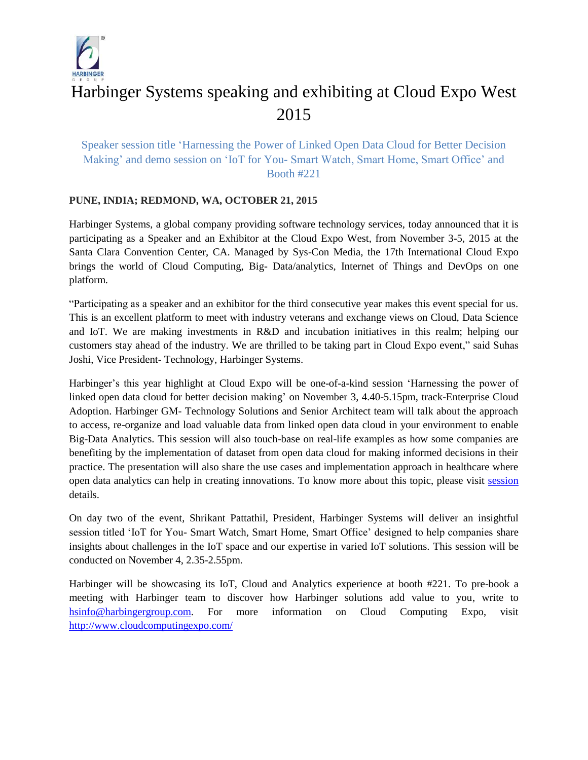# Harbinger Systems speaking and exhibiting at Cloud Expo West 2015

Speaker session title 'Harnessing the Power of Linked Open Data Cloud for Better Decision Making' and demo session on 'IoT for You- Smart Watch, Smart Home, Smart Office' and Booth #221

**PUNE, INDIA; REDMOND, WA, OCTOBER 21, 2015**

Harbinger Systems, a global company providing software technology services, today announced that it is participating as a Speaker and an Exhibitor at the Cloud Expo West, from November 3-5, 2015 at the Santa Clara Convention Center, CA. Managed by Sys-Con Media, the 17th International Cloud Expo brings the world of Cloud Computing, Big- Data/analytics, Internet of Things and DevOps on one platform.

"Participating as a speaker and an exhibitor for the third consecutive year makes this event special for us. This is an excellent platform to meet with industry veterans and exchange views on Cloud, Data Science and IoT. We are making investments in R&D and incubation initiatives in this realm; helping our customers stay ahead of the industry. We are thrilled to be taking part in Cloud Expo event," said Suhas Joshi, Vice President- Technology, Harbinger Systems.

Harbinger's this year highlight at Cloud Expo will be one-of-a-kind session 'Harnessing the power of linked open data cloud for better decision making' on November 3, 4.40-5.15pm, track-Enterprise Cloud Adoption. Harbinger GM- Technology Solutions and Senior Architect team will talk about the approach to access, re-organize and load valuable data from linked open data cloud in your environment to enable Big-Data Analytics. This session will also touch-base on real-life examples as how some companies are benefiting by the implementation of dataset from open data cloud for making informed decisions in their practice. The presentation will also share the use cases and implementation approach in healthcare where open data analytics can help in creating innovations. To know more about this topic, please visit session details.

On day two of the event, Shrikant Pattathil, President, Harbinger Systems will deliver an insightful session titled 'IoT for You- Smart Watch, Smart Home, Smart Office' designed to help companies share insights about challenges in the IoT space and our expertise in varied IoT solutions. This session will be conducted on November 4, 2.35-2.55pm.

Harbinger will be showcasing its IoT, Cloud and Analytics experience at booth #221. To pre-book a meeting with Harbinger team to discover how Harbinger solutions add value to you, write to hsinfo@harbingergroup.com. For more information on Cloud Computing Expo, visit http://www.cloudcomputingexpo.com/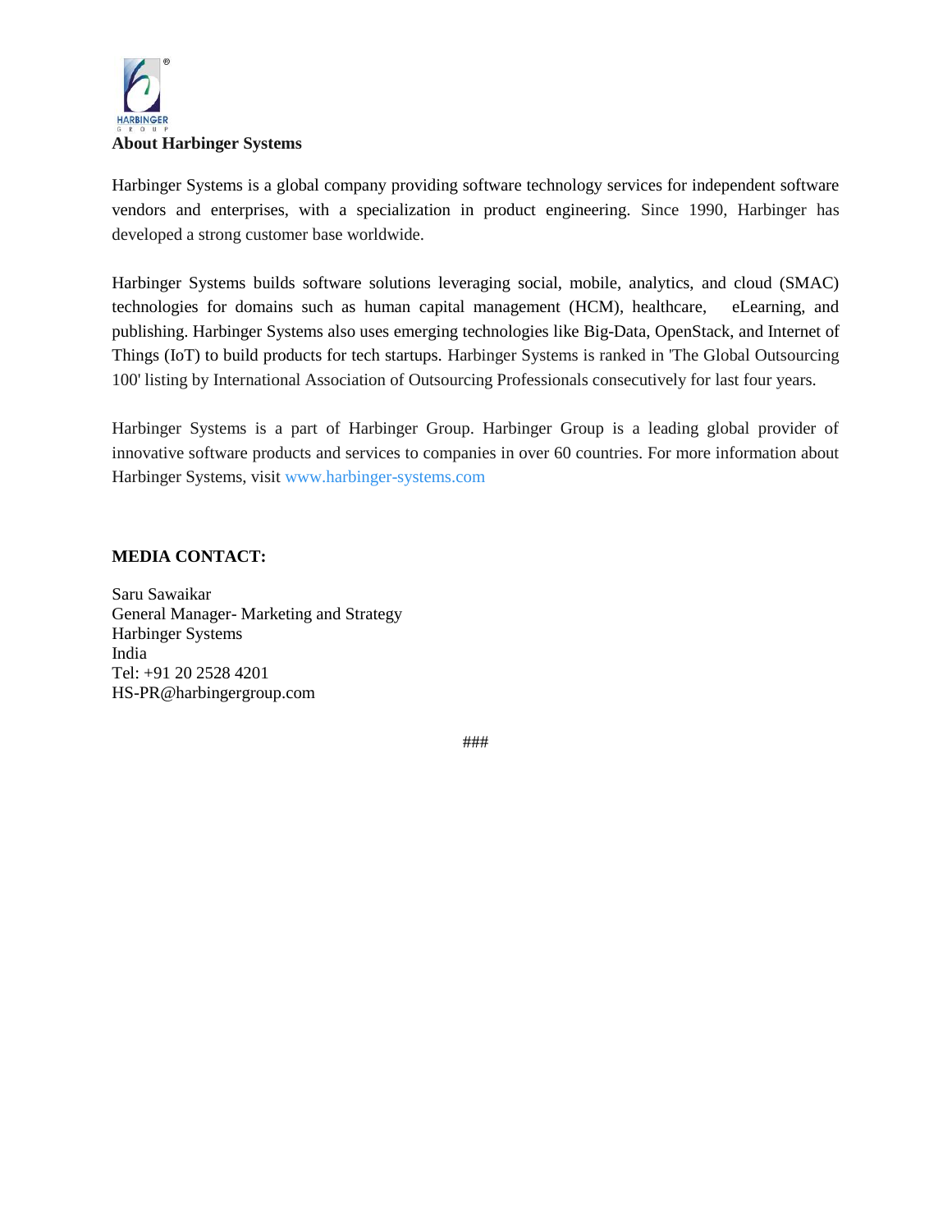**About Harbinger Systems**

Harbinger Systems is a global company providing software technology services for independent software vendors and enterprises, with a specialization in product engineering. Since 1990, Harbinger has developed a strong customer base worldwide.

Harbinger Systems builds software solutions leveraging social, mobile, analytics, and cloud (SMAC) technologies for domains such as human capital management (HCM), healthcare, eLearning, and publishing. Harbinger Systems also uses emerging technologies like Big-Data, OpenStack, and Internet of Things (IoT) to build products for tech startups. Harbinger Systems is ranked in 'The Global Outsourcing 100' listing by International Association of Outsourcing Professionals consecutively for last four years.

Harbinger Systems is a part of Harbinger Group. Harbinger Group is a leading global provider of innovative software products and services to companies in over 60 countries. For more information about Harbinger Systems, visit www.harbinger-systems.com

**MEDIA CONTACT:**

Saru Sawaikar
General Manager- Marketing and Strategy
Harbinger Systems
India
Tel: +91 20 2528 4201
HS-PR@harbingergroup.com

###